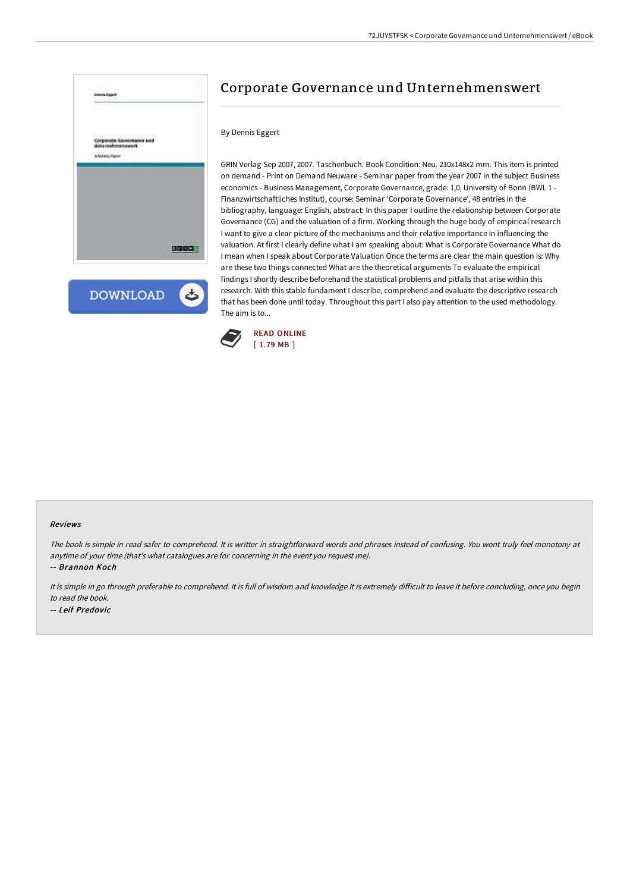# Corporate Governance und Unternehmenswert

By Dennis Eggert

GRIN Verlag Sep 2007, 2007. Taschenbuch. Book Condition: Neu. 210x148x2 mm. This item is printed on demand - Print on Demand Neuware - Seminar paper from the year 2007 in the subject Business economics - Business Management, Corporate Governance, grade: 1,0, University of Bonn (BWL 1 - Finanzwirtschaftliches Institut), course: Seminar 'Corporate Governance', 48 entries in the bibliography, language: English, abstract: In this paper I outline the relationship between Corporate Governance (CG) and the valuation of a firm. Working through the huge body of empirical research I want to give a clear picture of the mechanisms and their relative importance in influencing the valuation. At first I clearly define what I am speaking about: What is Corporate Governance What do I mean when I speak about Corporate Valuation Once the terms are clear the main question is: Why are these two things connected What are the theoretical arguments To evaluate the empirical findings I shortly describe beforehand the statistical problems and pitfalls that arise within this research. With this stable fundament I describe, comprehend and evaluate the descriptive research that has been done until today. Throughout this part I also pay attention to the used methodology. The aim is to...

READ ONLINE
[ 1.79 MB ]

### Reviews

*The book is simple in read safer to comprehend. It is writter in straightforward words and phrases instead of confusing. You wont truly feel monotony at anytime of your time (that's what catalogues are for concerning in the event you request me).*

-- ***Brannon Koch***

*It is simple in go through preferable to comprehend. It is full of wisdom and knowledge It is extremely difficult to leave it before concluding, once you begin to read the book.*

-- ***Leif Predovic***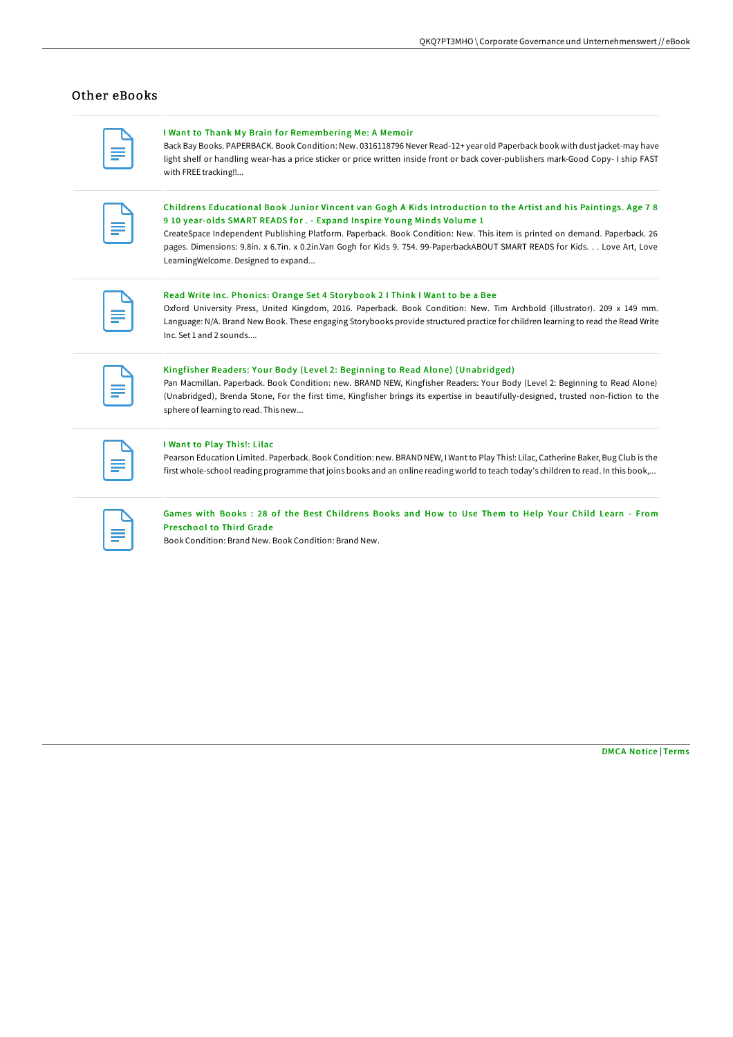## Other eBooks

### I Want to Thank My Brain for Remembering Me: A Memoir

Back Bay Books. PAPERBACK. Book Condition: New. 0316118796 Never Read-12+ year old Paperback book with dust jacket-may have light shelf or handling wear-has a price sticker or price written inside front or back cover-publishers mark-Good Copy- I ship FAST with FREE tracking!!...

### Childrens Educational Book Junior Vincent van Gogh A Kids Introduction to the Artist and his Paintings. Age 7 8 9 10 year-olds SMART READS for . - Expand Inspire Young Minds Volume 1

CreateSpace Independent Publishing Platform. Paperback. Book Condition: New. This item is printed on demand. Paperback. 26 pages. Dimensions: 9.8in. x 6.7in. x 0.2in.Van Gogh for Kids 9. 754. 99-PaperbackABOUT SMART READS for Kids. . . Love Art, Love LearningWelcome. Designed to expand...

### Read Write Inc. Phonics: Orange Set 4 Storybook 2 I Think I Want to be a Bee

Oxford University Press, United Kingdom, 2016. Paperback. Book Condition: New. Tim Archbold (illustrator). 209 x 149 mm. Language: N/A. Brand New Book. These engaging Storybooks provide structured practice for children learning to read the Read Write Inc. Set 1 and 2 sounds....

### Kingfisher Readers: Your Body (Level 2: Beginning to Read Alone) (Unabridged)

Pan Macmillan. Paperback. Book Condition: new. BRAND NEW, Kingfisher Readers: Your Body (Level 2: Beginning to Read Alone) (Unabridged), Brenda Stone, For the first time, Kingfisher brings its expertise in beautifully-designed, trusted non-fiction to the sphere of learning to read. This new...

### I Want to Play This!: Lilac

Pearson Education Limited. Paperback. Book Condition: new. BRAND NEW, I Want to Play This!: Lilac, Catherine Baker, Bug Club is the first whole-school reading programme that joins books and an online reading world to teach today's children to read. In this book,...

### Games with Books : 28 of the Best Childrens Books and How to Use Them to Help Your Child Learn - From Preschool to Third Grade

Book Condition: Brand New. Book Condition: Brand New.